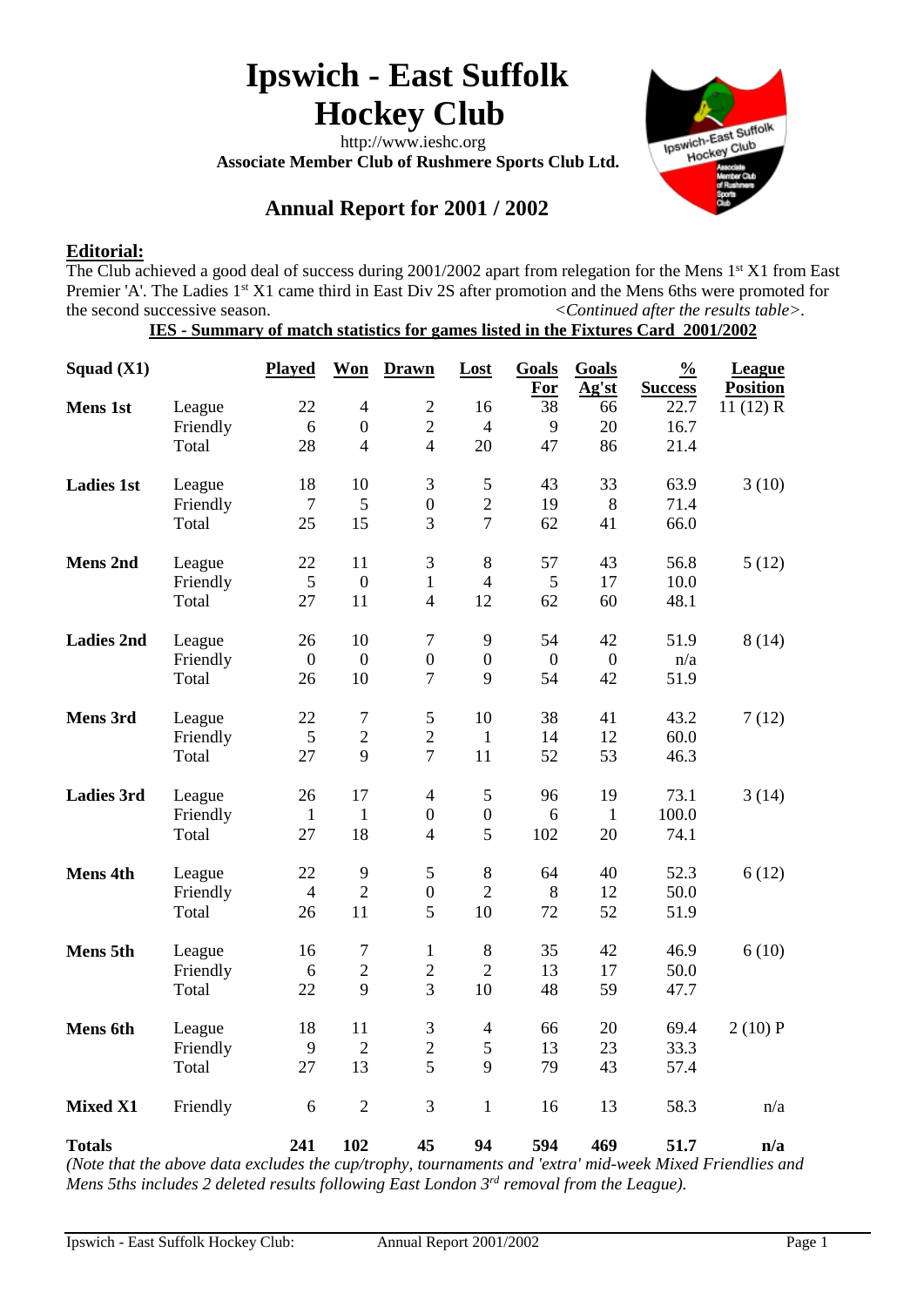# Ipswich - East Suffolk Hockey Club

http://www.ieshc.org

**Associate Member Club of Rushmere Sports Club Ltd.**

## Annual Report for 2001 / 2002

### Editorial:

The Club achieved a good deal of success during 2001/2002 apart from relegation for the Mens 1st X1 from East Premier 'A'. The Ladies 1st X1 came third in East Div 2S after promotion and the Mens 6ths were promoted for the second successive season. *<Continued after the results table>.*

**IES - Summary of match statistics for games listed in the Fixtures Card 2001/2002**

| Squad (X1) | | Played | Won | Drawn | Lost | Goals For | Goals Ag'st | % Success | League Position |
|---|---|---|---|---|---|---|---|---|---|
| **Mens 1st** | League | 22 | 4 | 2 | 16 | 38 | 66 | 22.7 | 11 (12) R |
| | Friendly | 6 | 0 | 2 | 4 | 9 | 20 | 16.7 | |
| | Total | 28 | 4 | 4 | 20 | 47 | 86 | 21.4 | |
| **Ladies 1st** | League | 18 | 10 | 3 | 5 | 43 | 33 | 63.9 | 3 (10) |
| | Friendly | 7 | 5 | 0 | 2 | 19 | 8 | 71.4 | |
| | Total | 25 | 15 | 3 | 7 | 62 | 41 | 66.0 | |
| **Mens 2nd** | League | 22 | 11 | 3 | 8 | 57 | 43 | 56.8 | 5 (12) |
| | Friendly | 5 | 0 | 1 | 4 | 5 | 17 | 10.0 | |
| | Total | 27 | 11 | 4 | 12 | 62 | 60 | 48.1 | |
| **Ladies 2nd** | League | 26 | 10 | 7 | 9 | 54 | 42 | 51.9 | 8 (14) |
| | Friendly | 0 | 0 | 0 | 0 | 0 | 0 | n/a | |
| | Total | 26 | 10 | 7 | 9 | 54 | 42 | 51.9 | |
| **Mens 3rd** | League | 22 | 7 | 5 | 10 | 38 | 41 | 43.2 | 7 (12) |
| | Friendly | 5 | 2 | 2 | 1 | 14 | 12 | 60.0 | |
| | Total | 27 | 9 | 7 | 11 | 52 | 53 | 46.3 | |
| **Ladies 3rd** | League | 26 | 17 | 4 | 5 | 96 | 19 | 73.1 | 3 (14) |
| | Friendly | 1 | 1 | 0 | 0 | 6 | 1 | 100.0 | |
| | Total | 27 | 18 | 4 | 5 | 102 | 20 | 74.1 | |
| **Mens 4th** | League | 22 | 9 | 5 | 8 | 64 | 40 | 52.3 | 6 (12) |
| | Friendly | 4 | 2 | 0 | 2 | 8 | 12 | 50.0 | |
| | Total | 26 | 11 | 5 | 10 | 72 | 52 | 51.9 | |
| **Mens 5th** | League | 16 | 7 | 1 | 8 | 35 | 42 | 46.9 | 6 (10) |
| | Friendly | 6 | 2 | 2 | 2 | 13 | 17 | 50.0 | |
| | Total | 22 | 9 | 3 | 10 | 48 | 59 | 47.7 | |
| **Mens 6th** | League | 18 | 11 | 3 | 4 | 66 | 20 | 69.4 | 2 (10) P |
| | Friendly | 9 | 2 | 2 | 5 | 13 | 23 | 33.3 | |
| | Total | 27 | 13 | 5 | 9 | 79 | 43 | 57.4 | |
| **Mixed X1** | Friendly | 6 | 2 | 3 | 1 | 16 | 13 | 58.3 | n/a |
| **Totals** | | **241** | **102** | **45** | **94** | **594** | **469** | **51.7** | **n/a** |

*(Note that the above data excludes the cup/trophy, tournaments and 'extra' mid-week Mixed Friendlies and Mens 5ths includes 2 deleted results following East London 3rd removal from the League).*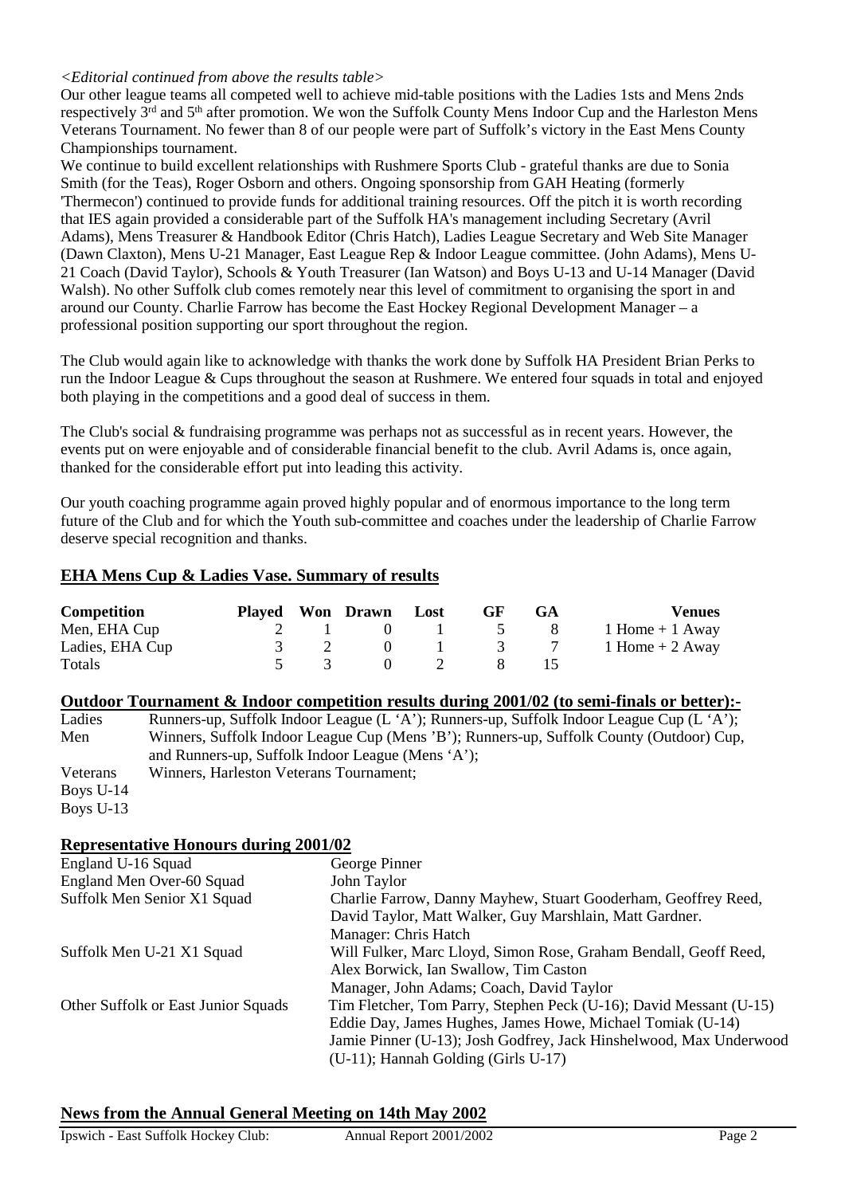*<Editorial continued from above the results table>*

Our other league teams all competed well to achieve mid-table positions with the Ladies 1sts and Mens 2nds respectively 3rd and 5th after promotion. We won the Suffolk County Mens Indoor Cup and the Harleston Mens Veterans Tournament. No fewer than 8 of our people were part of Suffolk's victory in the East Mens County Championships tournament.

We continue to build excellent relationships with Rushmere Sports Club - grateful thanks are due to Sonia Smith (for the Teas), Roger Osborn and others. Ongoing sponsorship from GAH Heating (formerly 'Thermecon') continued to provide funds for additional training resources. Off the pitch it is worth recording that IES again provided a considerable part of the Suffolk HA's management including Secretary (Avril Adams), Mens Treasurer & Handbook Editor (Chris Hatch), Ladies League Secretary and Web Site Manager (Dawn Claxton), Mens U-21 Manager, East League Rep & Indoor League committee. (John Adams), Mens U-21 Coach (David Taylor), Schools & Youth Treasurer (Ian Watson) and Boys U-13 and U-14 Manager (David Walsh). No other Suffolk club comes remotely near this level of commitment to organising the sport in and around our County. Charlie Farrow has become the East Hockey Regional Development Manager – a professional position supporting our sport throughout the region.

The Club would again like to acknowledge with thanks the work done by Suffolk HA President Brian Perks to run the Indoor League & Cups throughout the season at Rushmere. We entered four squads in total and enjoyed both playing in the competitions and a good deal of success in them.

The Club's social & fundraising programme was perhaps not as successful as in recent years. However, the events put on were enjoyable and of considerable financial benefit to the club. Avril Adams is, once again, thanked for the considerable effort put into leading this activity.

Our youth coaching programme again proved highly popular and of enormous importance to the long term future of the Club and for which the Youth sub-committee and coaches under the leadership of Charlie Farrow deserve special recognition and thanks.

## EHA Mens Cup & Ladies Vase. Summary of results

| Competition | Played | Won | Drawn | Lost | GF | GA | Venues |
|---|---|---|---|---|---|---|---|
| Men, EHA Cup | 2 | 1 | 0 | 1 | 5 | 8 | 1 Home + 1 Away |
| Ladies, EHA Cup | 3 | 2 | 0 | 1 | 3 | 7 | 1 Home + 2 Away |
| Totals | 5 | 3 | 0 | 2 | 8 | 15 | |

## Outdoor Tournament & Indoor competition results during 2001/02 (to semi-finals or better):-

| | |
|---|---|
| Ladies | Runners-up, Suffolk Indoor League (L 'A'); Runners-up, Suffolk Indoor League Cup (L 'A'); |
| Men | Winners, Suffolk Indoor League Cup (Mens 'B'); Runners-up, Suffolk County (Outdoor) Cup, and Runners-up, Suffolk Indoor League (Mens 'A'); |
| Veterans | Winners, Harleston Veterans Tournament; |
| Boys U-14 | |
| Boys U-13 | |

## Representative Honours during 2001/02

| | |
|---|---|
| England U-16 Squad | George Pinner |
| England Men Over-60 Squad | John Taylor |
| Suffolk Men Senior X1 Squad | Charlie Farrow, Danny Mayhew, Stuart Gooderham, Geoffrey Reed, David Taylor, Matt Walker, Guy Marshlain, Matt Gardner. Manager: Chris Hatch |
| Suffolk Men U-21 X1 Squad | Will Fulker, Marc Lloyd, Simon Rose, Graham Bendall, Geoff Reed, Alex Borwick, Ian Swallow, Tim Caston Manager, John Adams; Coach, David Taylor |
| Other Suffolk or East Junior Squads | Tim Fletcher, Tom Parry, Stephen Peck (U-16); David Messant (U-15) Eddie Day, James Hughes, James Howe, Michael Tomiak (U-14) Jamie Pinner (U-13); Josh Godfrey, Jack Hinshelwood, Max Underwood (U-11); Hannah Golding (Girls U-17) |

## News from the Annual General Meeting on 14th May 2002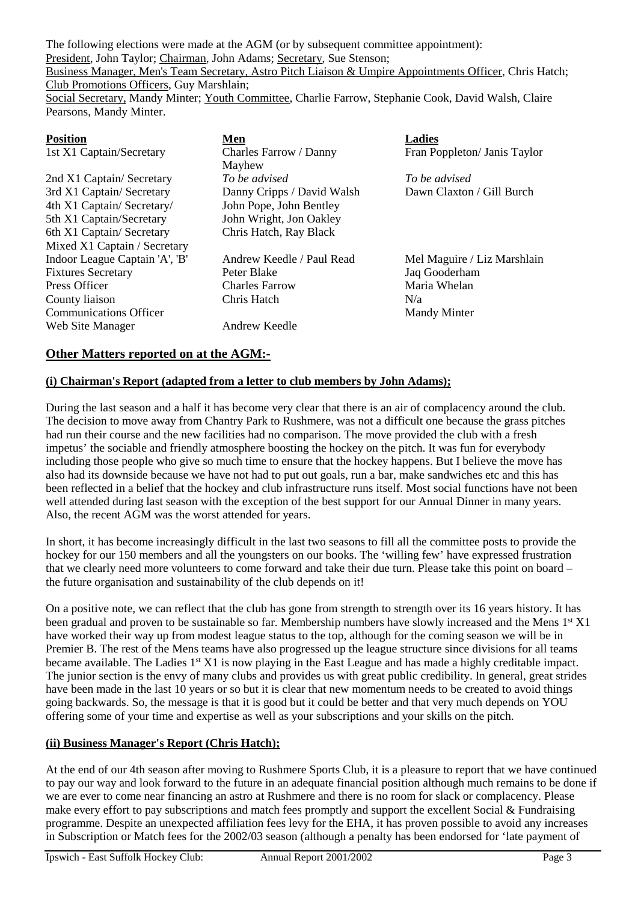The following elections were made at the AGM (or by subsequent committee appointment):
President, John Taylor; Chairman, John Adams; Secretary, Sue Stenson;
Business Manager, Men's Team Secretary, Astro Pitch Liaison & Umpire Appointments Officer, Chris Hatch;
Club Promotions Officers, Guy Marshlain;
Social Secretary, Mandy Minter; Youth Committee, Charlie Farrow, Stephanie Cook, David Walsh, Claire Pearsons, Mandy Minter.

| Position | Men | Ladies |
|---|---|---|
| 1st X1 Captain/Secretary | Charles Farrow / Danny Mayhew | Fran Poppleton/ Janis Taylor |
| 2nd X1 Captain/ Secretary | *To be advised* | *To be advised* |
| 3rd X1 Captain/ Secretary | Danny Cripps / David Walsh | Dawn Claxton / Gill Burch |
| 4th X1 Captain/ Secretary/ | John Pope, John Bentley | |
| 5th X1 Captain/Secretary | John Wright, Jon Oakley | |
| 6th X1 Captain/ Secretary | Chris Hatch, Ray Black | |
| Mixed X1 Captain / Secretary | | |
| Indoor League Captain 'A', 'B' | Andrew Keedle / Paul Read | Mel Maguire / Liz Marshlain |
| Fixtures Secretary | Peter Blake | Jaq Gooderham |
| Press Officer | Charles Farrow | Maria Whelan |
| County liaison | Chris Hatch | N/a |
| Communications Officer | | Mandy Minter |
| Web Site Manager | Andrew Keedle | |

## Other Matters reported on at the AGM:-

### (i) Chairman's Report (adapted from a letter to club members by John Adams);

During the last season and a half it has become very clear that there is an air of complacency around the club. The decision to move away from Chantry Park to Rushmere, was not a difficult one because the grass pitches had run their course and the new facilities had no comparison. The move provided the club with a fresh impetus' the sociable and friendly atmosphere boosting the hockey on the pitch. It was fun for everybody including those people who give so much time to ensure that the hockey happens. But I believe the move has also had its downside because we have not had to put out goals, run a bar, make sandwiches etc and this has been reflected in a belief that the hockey and club infrastructure runs itself. Most social functions have not been well attended during last season with the exception of the best support for our Annual Dinner in many years. Also, the recent AGM was the worst attended for years.

In short, it has become increasingly difficult in the last two seasons to fill all the committee posts to provide the hockey for our 150 members and all the youngsters on our books. The 'willing few' have expressed frustration that we clearly need more volunteers to come forward and take their due turn. Please take this point on board – the future organisation and sustainability of the club depends on it!

On a positive note, we can reflect that the club has gone from strength to strength over its 16 years history. It has been gradual and proven to be sustainable so far. Membership numbers have slowly increased and the Mens 1st X1 have worked their way up from modest league status to the top, although for the coming season we will be in Premier B. The rest of the Mens teams have also progressed up the league structure since divisions for all teams became available. The Ladies 1st X1 is now playing in the East League and has made a highly creditable impact. The junior section is the envy of many clubs and provides us with great public credibility. In general, great strides have been made in the last 10 years or so but it is clear that new momentum needs to be created to avoid things going backwards. So, the message is that it is good but it could be better and that very much depends on YOU offering some of your time and expertise as well as your subscriptions and your skills on the pitch.

### (ii) Business Manager's Report (Chris Hatch);

At the end of our 4th season after moving to Rushmere Sports Club, it is a pleasure to report that we have continued to pay our way and look forward to the future in an adequate financial position although much remains to be done if we are ever to come near financing an astro at Rushmere and there is no room for slack or complacency. Please make every effort to pay subscriptions and match fees promptly and support the excellent Social & Fundraising programme. Despite an unexpected affiliation fees levy for the EHA, it has proven possible to avoid any increases in Subscription or Match fees for the 2002/03 season (although a penalty has been endorsed for 'late payment of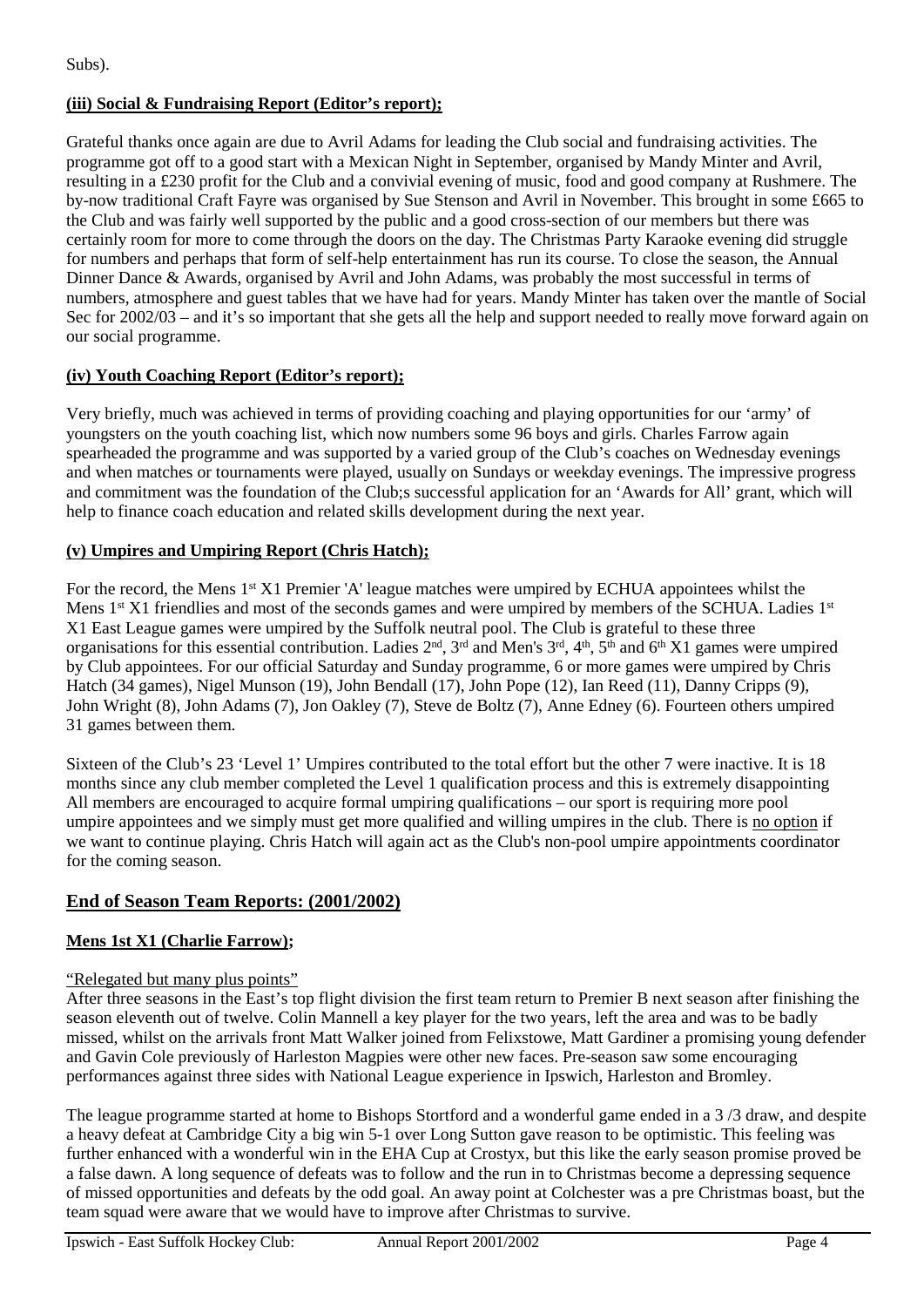Subs).

### (iii) Social & Fundraising Report (Editor's report);

Grateful thanks once again are due to Avril Adams for leading the Club social and fundraising activities. The programme got off to a good start with a Mexican Night in September, organised by Mandy Minter and Avril, resulting in a £230 profit for the Club and a convivial evening of music, food and good company at Rushmere. The by-now traditional Craft Fayre was organised by Sue Stenson and Avril in November. This brought in some £665 to the Club and was fairly well supported by the public and a good cross-section of our members but there was certainly room for more to come through the doors on the day. The Christmas Party Karaoke evening did struggle for numbers and perhaps that form of self-help entertainment has run its course. To close the season, the Annual Dinner Dance & Awards, organised by Avril and John Adams, was probably the most successful in terms of numbers, atmosphere and guest tables that we have had for years. Mandy Minter has taken over the mantle of Social Sec for 2002/03 – and it's so important that she gets all the help and support needed to really move forward again on our social programme.

### (iv) Youth Coaching Report (Editor's report);

Very briefly, much was achieved in terms of providing coaching and playing opportunities for our 'army' of youngsters on the youth coaching list, which now numbers some 96 boys and girls. Charles Farrow again spearheaded the programme and was supported by a varied group of the Club's coaches on Wednesday evenings and when matches or tournaments were played, usually on Sundays or weekday evenings. The impressive progress and commitment was the foundation of the Club;s successful application for an 'Awards for All' grant, which will help to finance coach education and related skills development during the next year.

### (v) Umpires and Umpiring Report (Chris Hatch);

For the record, the Mens 1st X1 Premier 'A' league matches were umpired by ECHUA appointees whilst the Mens 1st X1 friendlies and most of the seconds games and were umpired by members of the SCHUA. Ladies 1st X1 East League games were umpired by the Suffolk neutral pool. The Club is grateful to these three organisations for this essential contribution. Ladies 2nd, 3rd and Men's 3rd, 4th, 5th and 6th X1 games were umpired by Club appointees. For our official Saturday and Sunday programme, 6 or more games were umpired by Chris Hatch (34 games), Nigel Munson (19), John Bendall (17), John Pope (12), Ian Reed (11), Danny Cripps (9), John Wright (8), John Adams (7), Jon Oakley (7), Steve de Boltz (7), Anne Edney (6). Fourteen others umpired 31 games between them.

Sixteen of the Club's 23 'Level 1' Umpires contributed to the total effort but the other 7 were inactive. It is 18 months since any club member completed the Level 1 qualification process and this is extremely disappointing All members are encouraged to acquire formal umpiring qualifications – our sport is requiring more pool umpire appointees and we simply must get more qualified and willing umpires in the club. There is no option if we want to continue playing. Chris Hatch will again act as the Club's non-pool umpire appointments coordinator for the coming season.

## End of Season Team Reports: (2001/2002)

### Mens 1st X1 (Charlie Farrow);

"Relegated but many plus points"

After three seasons in the East's top flight division the first team return to Premier B next season after finishing the season eleventh out of twelve. Colin Mannell a key player for the two years, left the area and was to be badly missed, whilst on the arrivals front Matt Walker joined from Felixstowe, Matt Gardiner a promising young defender and Gavin Cole previously of Harleston Magpies were other new faces. Pre-season saw some encouraging performances against three sides with National League experience in Ipswich, Harleston and Bromley.

The league programme started at home to Bishops Stortford and a wonderful game ended in a 3 /3 draw, and despite a heavy defeat at Cambridge City a big win 5-1 over Long Sutton gave reason to be optimistic. This feeling was further enhanced with a wonderful win in the EHA Cup at Crostyx, but this like the early season promise proved be a false dawn. A long sequence of defeats was to follow and the run in to Christmas become a depressing sequence of missed opportunities and defeats by the odd goal. An away point at Colchester was a pre Christmas boast, but the team squad were aware that we would have to improve after Christmas to survive.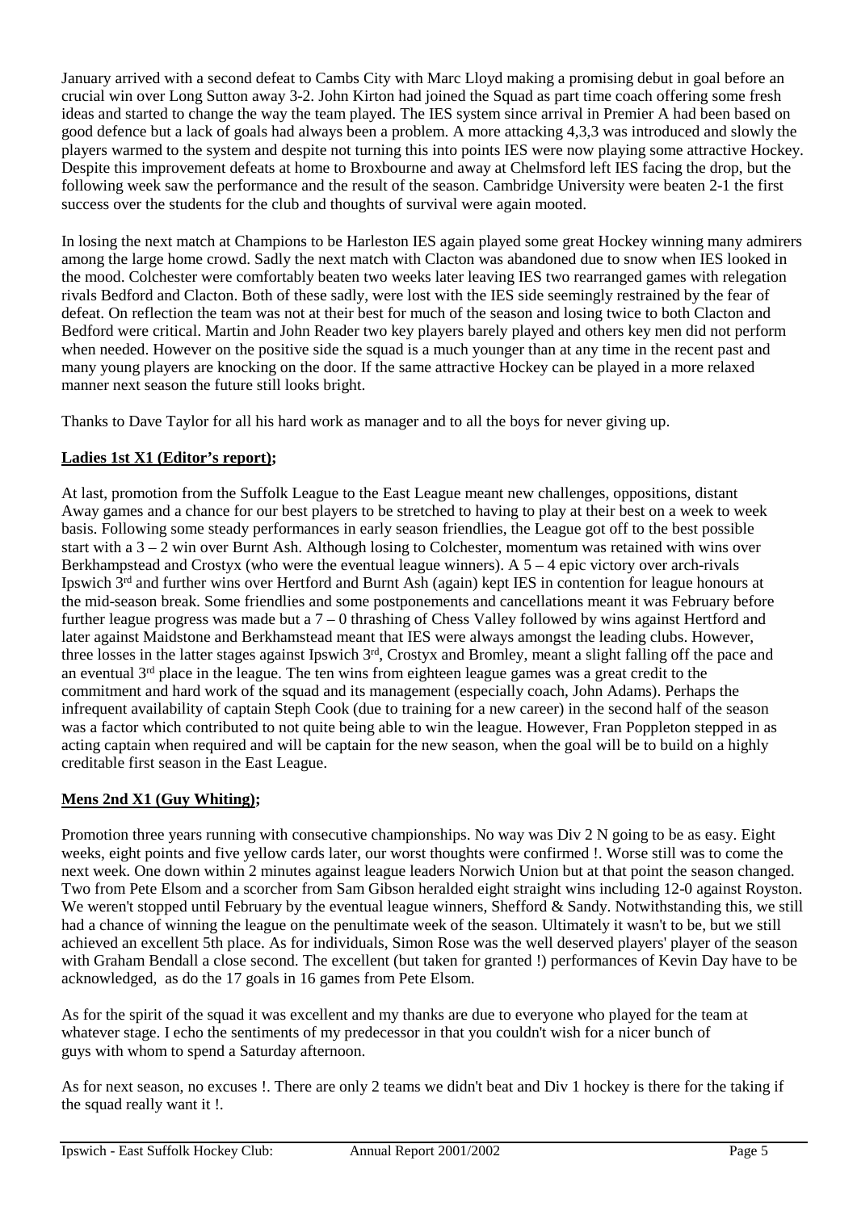January arrived with a second defeat to Cambs City with Marc Lloyd making a promising debut in goal before an crucial win over Long Sutton away 3-2. John Kirton had joined the Squad as part time coach offering some fresh ideas and started to change the way the team played. The IES system since arrival in Premier A had been based on good defence but a lack of goals had always been a problem. A more attacking 4,3,3 was introduced and slowly the players warmed to the system and despite not turning this into points IES were now playing some attractive Hockey. Despite this improvement defeats at home to Broxbourne and away at Chelmsford left IES facing the drop, but the following week saw the performance and the result of the season. Cambridge University were beaten 2-1 the first success over the students for the club and thoughts of survival were again mooted.

In losing the next match at Champions to be Harleston IES again played some great Hockey winning many admirers among the large home crowd. Sadly the next match with Clacton was abandoned due to snow when IES looked in the mood. Colchester were comfortably beaten two weeks later leaving IES two rearranged games with relegation rivals Bedford and Clacton. Both of these sadly, were lost with the IES side seemingly restrained by the fear of defeat. On reflection the team was not at their best for much of the season and losing twice to both Clacton and Bedford were critical. Martin and John Reader two key players barely played and others key men did not perform when needed. However on the positive side the squad is a much younger than at any time in the recent past and many young players are knocking on the door. If the same attractive Hockey can be played in a more relaxed manner next season the future still looks bright.

Thanks to Dave Taylor for all his hard work as manager and to all the boys for never giving up.

**Ladies 1st X1 (Editor's report);**

At last, promotion from the Suffolk League to the East League meant new challenges, oppositions, distant Away games and a chance for our best players to be stretched to having to play at their best on a week to week basis. Following some steady performances in early season friendlies, the League got off to the best possible start with a 3 – 2 win over Burnt Ash. Although losing to Colchester, momentum was retained with wins over Berkhampstead and Crostyx (who were the eventual league winners). A 5 – 4 epic victory over arch-rivals Ipswich 3rd and further wins over Hertford and Burnt Ash (again) kept IES in contention for league honours at the mid-season break. Some friendlies and some postponements and cancellations meant it was February before further league progress was made but a 7 – 0 thrashing of Chess Valley followed by wins against Hertford and later against Maidstone and Berkhamstead meant that IES were always amongst the leading clubs. However, three losses in the latter stages against Ipswich 3rd, Crostyx and Bromley, meant a slight falling off the pace and an eventual 3rd place in the league. The ten wins from eighteen league games was a great credit to the commitment and hard work of the squad and its management (especially coach, John Adams). Perhaps the infrequent availability of captain Steph Cook (due to training for a new career) in the second half of the season was a factor which contributed to not quite being able to win the league. However, Fran Poppleton stepped in as acting captain when required and will be captain for the new season, when the goal will be to build on a highly creditable first season in the East League.

**Mens 2nd X1 (Guy Whiting);**

Promotion three years running with consecutive championships. No way was Div 2 N going to be as easy. Eight weeks, eight points and five yellow cards later, our worst thoughts were confirmed !. Worse still was to come the next week. One down within 2 minutes against league leaders Norwich Union but at that point the season changed. Two from Pete Elsom and a scorcher from Sam Gibson heralded eight straight wins including 12-0 against Royston. We weren't stopped until February by the eventual league winners, Shefford & Sandy. Notwithstanding this, we still had a chance of winning the league on the penultimate week of the season. Ultimately it wasn't to be, but we still achieved an excellent 5th place. As for individuals, Simon Rose was the well deserved players' player of the season with Graham Bendall a close second. The excellent (but taken for granted !) performances of Kevin Day have to be acknowledged, as do the 17 goals in 16 games from Pete Elsom.

As for the spirit of the squad it was excellent and my thanks are due to everyone who played for the team at whatever stage. I echo the sentiments of my predecessor in that you couldn't wish for a nicer bunch of guys with whom to spend a Saturday afternoon.

As for next season, no excuses !. There are only 2 teams we didn't beat and Div 1 hockey is there for the taking if the squad really want it !.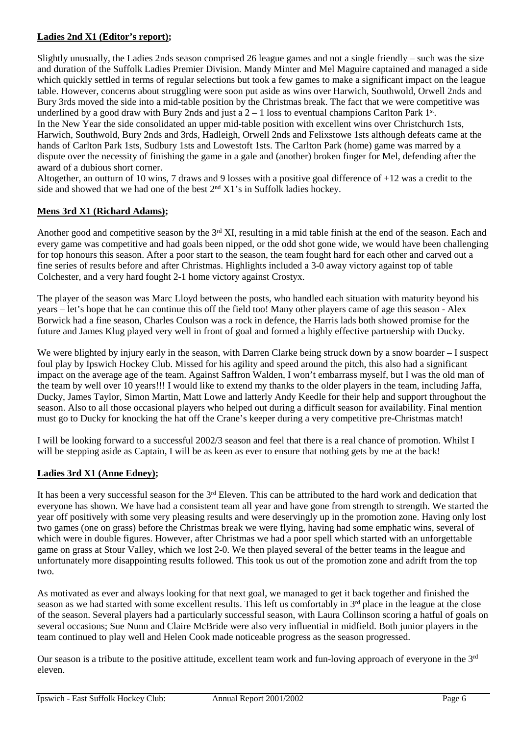**Ladies 2nd X1 (Editor's report);**

Slightly unusually, the Ladies 2nds season comprised 26 league games and not a single friendly – such was the size and duration of the Suffolk Ladies Premier Division. Mandy Minter and Mel Maguire captained and managed a side which quickly settled in terms of regular selections but took a few games to make a significant impact on the league table. However, concerns about struggling were soon put aside as wins over Harwich, Southwold, Orwell 2nds and Bury 3rds moved the side into a mid-table position by the Christmas break. The fact that we were competitive was underlined by a good draw with Bury 2nds and just a 2 – 1 loss to eventual champions Carlton Park 1st.
In the New Year the side consolidated an upper mid-table position with excellent wins over Christchurch 1sts, Harwich, Southwold, Bury 2nds and 3rds, Hadleigh, Orwell 2nds and Felixstowe 1sts although defeats came at the hands of Carlton Park 1sts, Sudbury 1sts and Lowestoft 1sts. The Carlton Park (home) game was marred by a dispute over the necessity of finishing the game in a gale and (another) broken finger for Mel, defending after the award of a dubious short corner.
Altogether, an outturn of 10 wins, 7 draws and 9 losses with a positive goal difference of +12 was a credit to the side and showed that we had one of the best 2nd X1's in Suffolk ladies hockey.

**Mens 3rd X1 (Richard Adams);**

Another good and competitive season by the 3rd XI, resulting in a mid table finish at the end of the season. Each and every game was competitive and had goals been nipped, or the odd shot gone wide, we would have been challenging for top honours this season. After a poor start to the season, the team fought hard for each other and carved out a fine series of results before and after Christmas. Highlights included a 3-0 away victory against top of table Colchester, and a very hard fought 2-1 home victory against Crostyx.

The player of the season was Marc Lloyd between the posts, who handled each situation with maturity beyond his years – let's hope that he can continue this off the field too! Many other players came of age this season - Alex Borwick had a fine season, Charles Coulson was a rock in defence, the Harris lads both showed promise for the future and James Klug played very well in front of goal and formed a highly effective partnership with Ducky.

We were blighted by injury early in the season, with Darren Clarke being struck down by a snow boarder – I suspect foul play by Ipswich Hockey Club. Missed for his agility and speed around the pitch, this also had a significant impact on the average age of the team. Against Saffron Walden, I won't embarrass myself, but I was the old man of the team by well over 10 years!!! I would like to extend my thanks to the older players in the team, including Jaffa, Ducky, James Taylor, Simon Martin, Matt Lowe and latterly Andy Keedle for their help and support throughout the season. Also to all those occasional players who helped out during a difficult season for availability. Final mention must go to Ducky for knocking the hat off the Crane's keeper during a very competitive pre-Christmas match!

I will be looking forward to a successful 2002/3 season and feel that there is a real chance of promotion. Whilst I will be stepping aside as Captain, I will be as keen as ever to ensure that nothing gets by me at the back!

**Ladies 3rd X1 (Anne Edney);**

It has been a very successful season for the 3rd Eleven. This can be attributed to the hard work and dedication that everyone has shown. We have had a consistent team all year and have gone from strength to strength. We started the year off positively with some very pleasing results and were deservingly up in the promotion zone. Having only lost two games (one on grass) before the Christmas break we were flying, having had some emphatic wins, several of which were in double figures. However, after Christmas we had a poor spell which started with an unforgettable game on grass at Stour Valley, which we lost 2-0. We then played several of the better teams in the league and unfortunately more disappointing results followed. This took us out of the promotion zone and adrift from the top two.

As motivated as ever and always looking for that next goal, we managed to get it back together and finished the season as we had started with some excellent results. This left us comfortably in 3rd place in the league at the close of the season. Several players had a particularly successful season, with Laura Collinson scoring a hatful of goals on several occasions; Sue Nunn and Claire McBride were also very influential in midfield. Both junior players in the team continued to play well and Helen Cook made noticeable progress as the season progressed.

Our season is a tribute to the positive attitude, excellent team work and fun-loving approach of everyone in the 3rd eleven.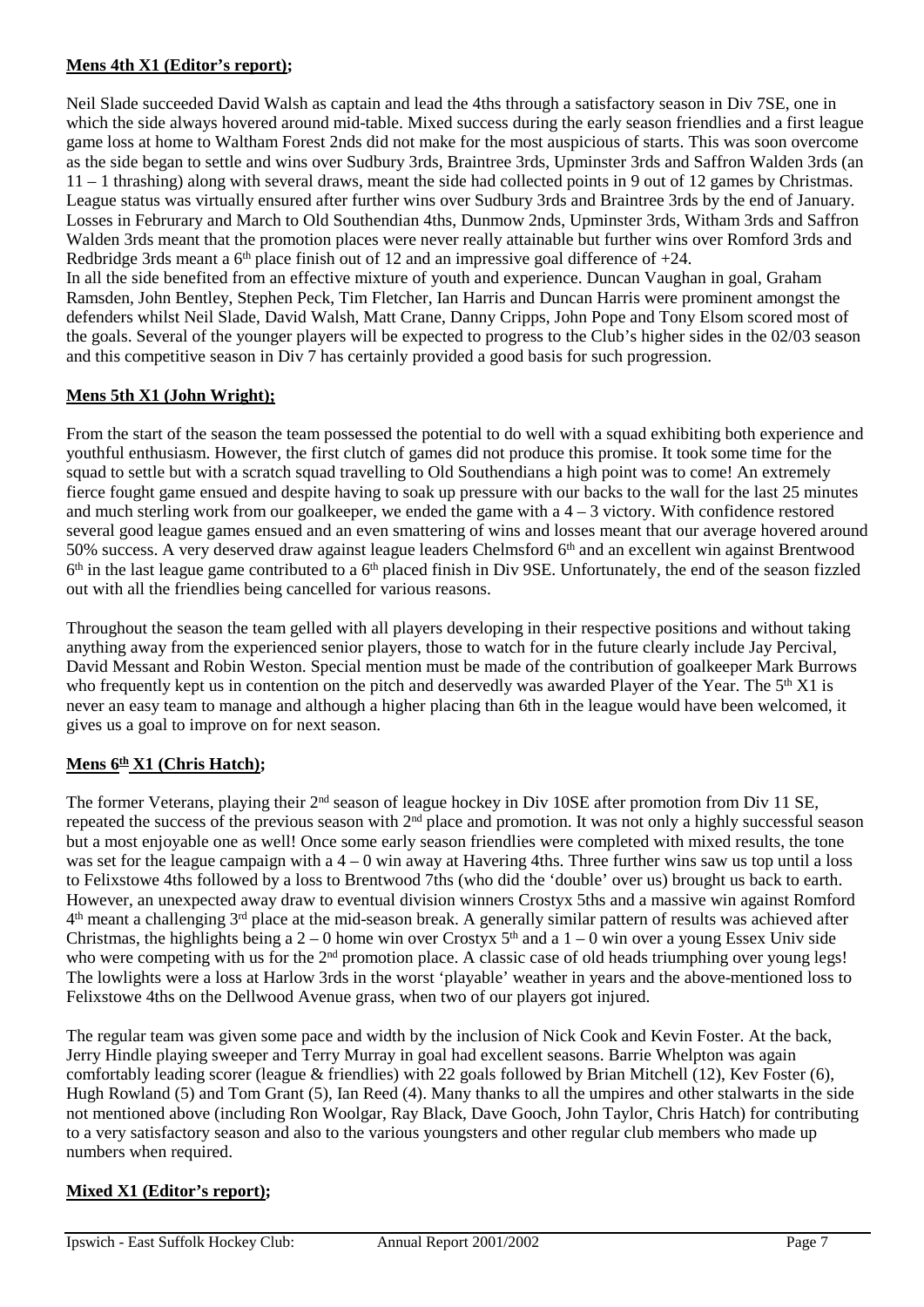**Mens 4th X1 (Editor's report);**

Neil Slade succeeded David Walsh as captain and lead the 4ths through a satisfactory season in Div 7SE, one in which the side always hovered around mid-table. Mixed success during the early season friendlies and a first league game loss at home to Waltham Forest 2nds did not make for the most auspicious of starts. This was soon overcome as the side began to settle and wins over Sudbury 3rds, Braintree 3rds, Upminster 3rds and Saffron Walden 3rds (an 11 – 1 thrashing) along with several draws, meant the side had collected points in 9 out of 12 games by Christmas. League status was virtually ensured after further wins over Sudbury 3rds and Braintree 3rds by the end of January. Losses in Februrary and March to Old Southendian 4ths, Dunmow 2nds, Upminster 3rds, Witham 3rds and Saffron Walden 3rds meant that the promotion places were never really attainable but further wins over Romford 3rds and Redbridge 3rds meant a 6th place finish out of 12 and an impressive goal difference of +24.
In all the side benefited from an effective mixture of youth and experience. Duncan Vaughan in goal, Graham Ramsden, John Bentley, Stephen Peck, Tim Fletcher, Ian Harris and Duncan Harris were prominent amongst the defenders whilst Neil Slade, David Walsh, Matt Crane, Danny Cripps, John Pope and Tony Elsom scored most of the goals. Several of the younger players will be expected to progress to the Club's higher sides in the 02/03 season and this competitive season in Div 7 has certainly provided a good basis for such progression.

**Mens 5th X1 (John Wright);**

From the start of the season the team possessed the potential to do well with a squad exhibiting both experience and youthful enthusiasm. However, the first clutch of games did not produce this promise. It took some time for the squad to settle but with a scratch squad travelling to Old Southendians a high point was to come! An extremely fierce fought game ensued and despite having to soak up pressure with our backs to the wall for the last 25 minutes and much sterling work from our goalkeeper, we ended the game with a 4 – 3 victory. With confidence restored several good league games ensued and an even smattering of wins and losses meant that our average hovered around 50% success. A very deserved draw against league leaders Chelmsford 6th and an excellent win against Brentwood 6th in the last league game contributed to a 6th placed finish in Div 9SE. Unfortunately, the end of the season fizzled out with all the friendlies being cancelled for various reasons.

Throughout the season the team gelled with all players developing in their respective positions and without taking anything away from the experienced senior players, those to watch for in the future clearly include Jay Percival, David Messant and Robin Weston. Special mention must be made of the contribution of goalkeeper Mark Burrows who frequently kept us in contention on the pitch and deservedly was awarded Player of the Year. The 5th X1 is never an easy team to manage and although a higher placing than 6th in the league would have been welcomed, it gives us a goal to improve on for next season.

**Mens 6th X1 (Chris Hatch);**

The former Veterans, playing their 2nd season of league hockey in Div 10SE after promotion from Div 11 SE, repeated the success of the previous season with 2nd place and promotion. It was not only a highly successful season but a most enjoyable one as well! Once some early season friendlies were completed with mixed results, the tone was set for the league campaign with a 4 – 0 win away at Havering 4ths. Three further wins saw us top until a loss to Felixstowe 4ths followed by a loss to Brentwood 7ths (who did the 'double' over us) brought us back to earth. However, an unexpected away draw to eventual division winners Crostyx 5ths and a massive win against Romford 4th meant a challenging 3rd place at the mid-season break. A generally similar pattern of results was achieved after Christmas, the highlights being a 2 – 0 home win over Crostyx 5th and a 1 – 0 win over a young Essex Univ side who were competing with us for the 2nd promotion place. A classic case of old heads triumphing over young legs! The lowlights were a loss at Harlow 3rds in the worst 'playable' weather in years and the above-mentioned loss to Felixstowe 4ths on the Dellwood Avenue grass, when two of our players got injured.

The regular team was given some pace and width by the inclusion of Nick Cook and Kevin Foster. At the back, Jerry Hindle playing sweeper and Terry Murray in goal had excellent seasons. Barrie Whelpton was again comfortably leading scorer (league & friendlies) with 22 goals followed by Brian Mitchell (12), Kev Foster (6), Hugh Rowland (5) and Tom Grant (5), Ian Reed (4). Many thanks to all the umpires and other stalwarts in the side not mentioned above (including Ron Woolgar, Ray Black, Dave Gooch, John Taylor, Chris Hatch) for contributing to a very satisfactory season and also to the various youngsters and other regular club members who made up numbers when required.

**Mixed X1 (Editor's report);**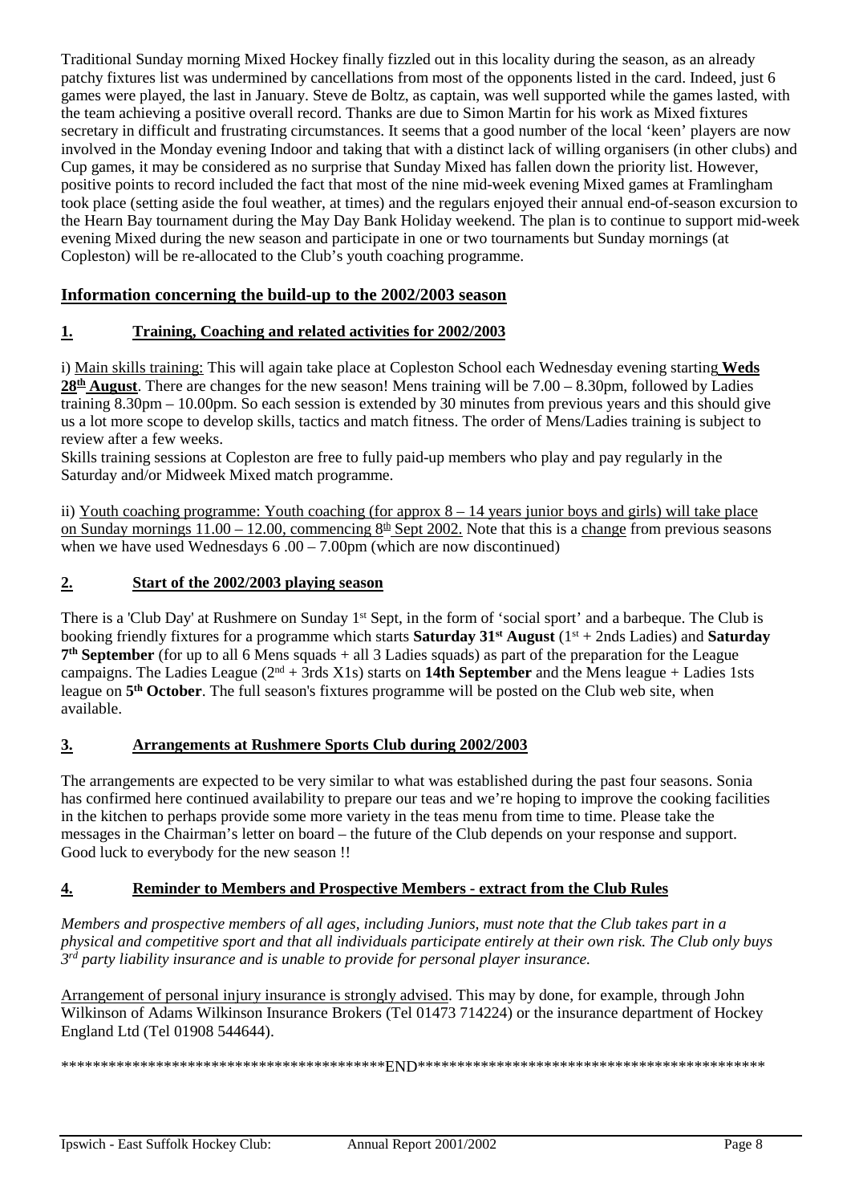Traditional Sunday morning Mixed Hockey finally fizzled out in this locality during the season, as an already patchy fixtures list was undermined by cancellations from most of the opponents listed in the card. Indeed, just 6 games were played, the last in January. Steve de Boltz, as captain, was well supported while the games lasted, with the team achieving a positive overall record. Thanks are due to Simon Martin for his work as Mixed fixtures secretary in difficult and frustrating circumstances. It seems that a good number of the local 'keen' players are now involved in the Monday evening Indoor and taking that with a distinct lack of willing organisers (in other clubs) and Cup games, it may be considered as no surprise that Sunday Mixed has fallen down the priority list. However, positive points to record included the fact that most of the nine mid-week evening Mixed games at Framlingham took place (setting aside the foul weather, at times) and the regulars enjoyed their annual end-of-season excursion to the Hearn Bay tournament during the May Day Bank Holiday weekend. The plan is to continue to support mid-week evening Mixed during the new season and participate in one or two tournaments but Sunday mornings (at Copleston) will be re-allocated to the Club's youth coaching programme.

## Information concerning the build-up to the 2002/2003 season

### 1. Training, Coaching and related activities for 2002/2003

i) Main skills training: This will again take place at Copleston School each Wednesday evening starting **Weds 28th August**. There are changes for the new season! Mens training will be 7.00 – 8.30pm, followed by Ladies training 8.30pm – 10.00pm. So each session is extended by 30 minutes from previous years and this should give us a lot more scope to develop skills, tactics and match fitness. The order of Mens/Ladies training is subject to review after a few weeks.

Skills training sessions at Copleston are free to fully paid-up members who play and pay regularly in the Saturday and/or Midweek Mixed match programme.

ii) Youth coaching programme: Youth coaching (for approx 8 – 14 years junior boys and girls) will take place on Sunday mornings 11.00 – 12.00, commencing 8th Sept 2002. Note that this is a change from previous seasons when we have used Wednesdays 6 .00 – 7.00pm (which are now discontinued)

### 2. Start of the 2002/2003 playing season

There is a 'Club Day' at Rushmere on Sunday 1st Sept, in the form of 'social sport' and a barbeque. The Club is booking friendly fixtures for a programme which starts **Saturday 31st August** (1st + 2nds Ladies) and **Saturday 7th September** (for up to all 6 Mens squads + all 3 Ladies squads) as part of the preparation for the League campaigns. The Ladies League (2nd + 3rds X1s) starts on **14th September** and the Mens league + Ladies 1sts league on **5th October**. The full season's fixtures programme will be posted on the Club web site, when available.

### 3. Arrangements at Rushmere Sports Club during 2002/2003

The arrangements are expected to be very similar to what was established during the past four seasons. Sonia has confirmed here continued availability to prepare our teas and we're hoping to improve the cooking facilities in the kitchen to perhaps provide some more variety in the teas menu from time to time. Please take the messages in the Chairman's letter on board – the future of the Club depends on your response and support. Good luck to everybody for the new season !!

### 4. Reminder to Members and Prospective Members - extract from the Club Rules

*Members and prospective members of all ages, including Juniors, must note that the Club takes part in a physical and competitive sport and that all individuals participate entirely at their own risk. The Club only buys 3rd party liability insurance and is unable to provide for personal player insurance.*

Arrangement of personal injury insurance is strongly advised. This may by done, for example, through John Wilkinson of Adams Wilkinson Insurance Brokers (Tel 01473 714224) or the insurance department of Hockey England Ltd (Tel 01908 544644).

******************************************END********************************************